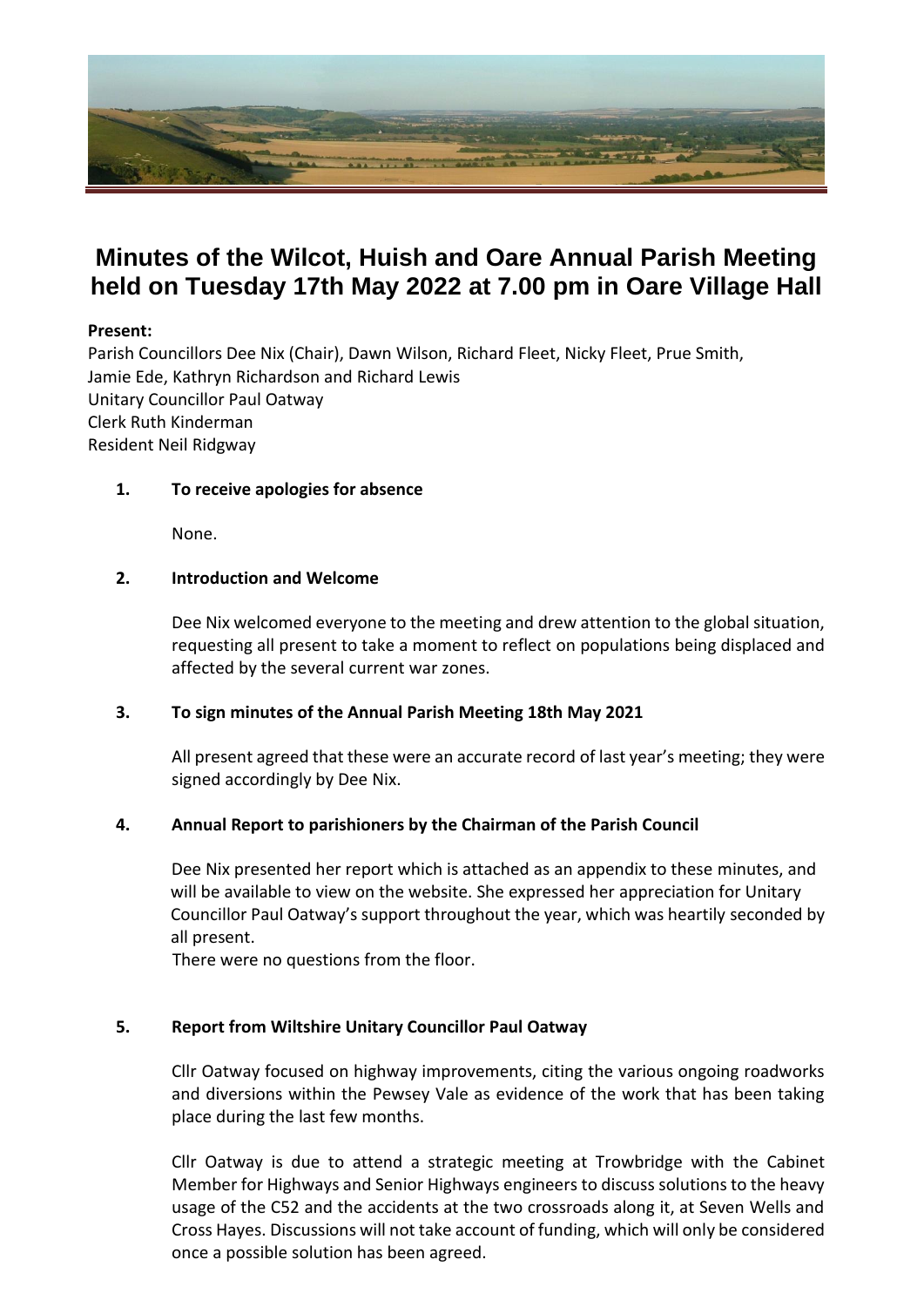# Minutes of the Wilcot, Huish and Oare Annual Parish Meeting held on Tuesday 17th May 2022 at 7.00 pm in Oare Village Hall

**Present:**
Parish Councillors Dee Nix (Chair), Dawn Wilson, Richard Fleet, Nicky Fleet, Prue Smith, Jamie Ede, Kathryn Richardson and Richard Lewis
Unitary Councillor Paul Oatway
Clerk Ruth Kinderman
Resident Neil Ridgway

**1. To receive apologies for absence**

None.

**2. Introduction and Welcome**

Dee Nix welcomed everyone to the meeting and drew attention to the global situation, requesting all present to take a moment to reflect on populations being displaced and affected by the several current war zones.

**3. To sign minutes of the Annual Parish Meeting 18th May 2021**

All present agreed that these were an accurate record of last year's meeting; they were signed accordingly by Dee Nix.

**4. Annual Report to parishioners by the Chairman of the Parish Council**

Dee Nix presented her report which is attached as an appendix to these minutes, and will be available to view on the website. She expressed her appreciation for Unitary Councillor Paul Oatway's support throughout the year, which was heartily seconded by all present.
There were no questions from the floor.

**5. Report from Wiltshire Unitary Councillor Paul Oatway**

Cllr Oatway focused on highway improvements, citing the various ongoing roadworks and diversions within the Pewsey Vale as evidence of the work that has been taking place during the last few months.

Cllr Oatway is due to attend a strategic meeting at Trowbridge with the Cabinet Member for Highways and Senior Highways engineers to discuss solutions to the heavy usage of the C52 and the accidents at the two crossroads along it, at Seven Wells and Cross Hayes. Discussions will not take account of funding, which will only be considered once a possible solution has been agreed.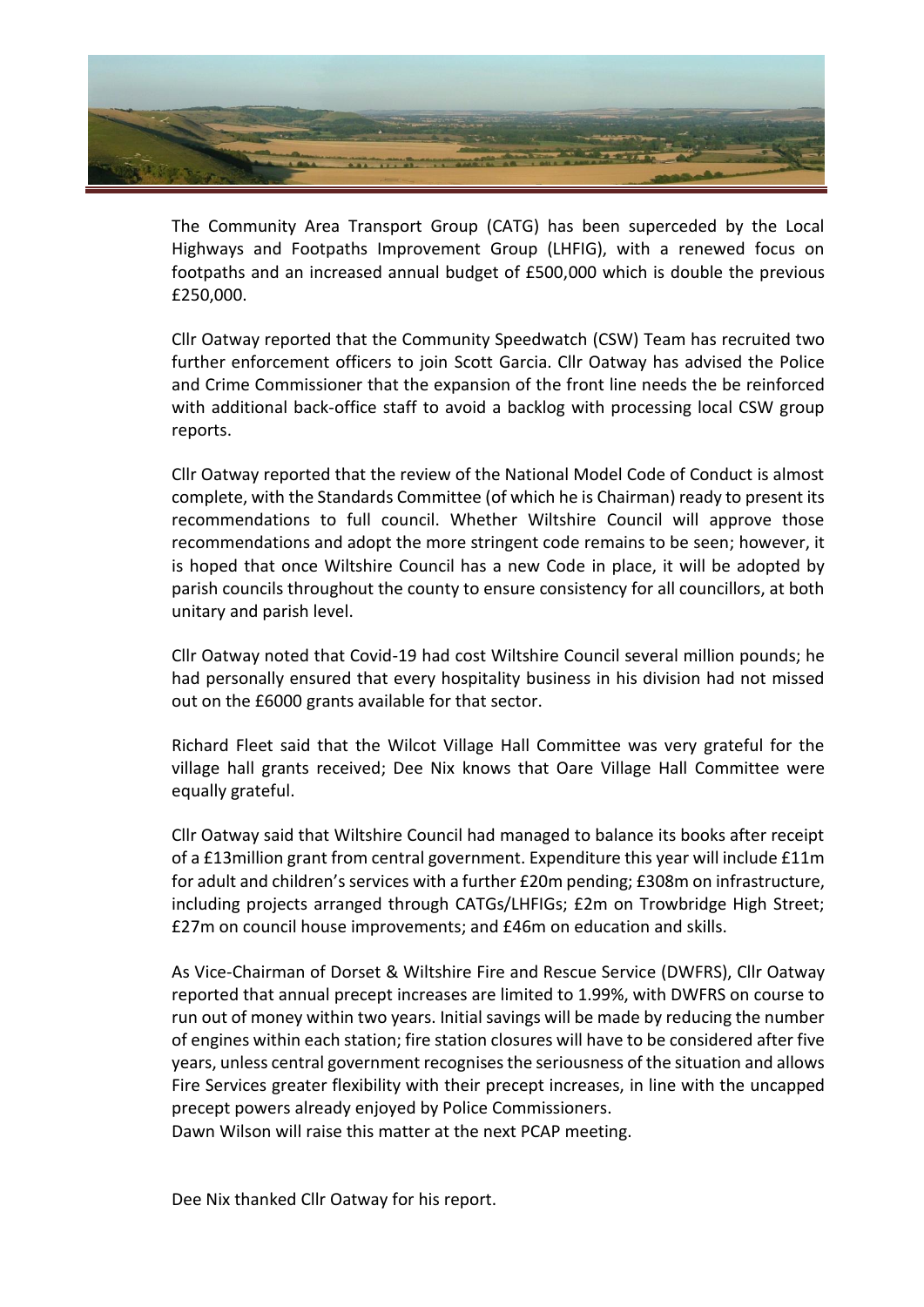The Community Area Transport Group (CATG) has been superceded by the Local Highways and Footpaths Improvement Group (LHFIG), with a renewed focus on footpaths and an increased annual budget of £500,000 which is double the previous £250,000.

Cllr Oatway reported that the Community Speedwatch (CSW) Team has recruited two further enforcement officers to join Scott Garcia. Cllr Oatway has advised the Police and Crime Commissioner that the expansion of the front line needs the be reinforced with additional back-office staff to avoid a backlog with processing local CSW group reports.

Cllr Oatway reported that the review of the National Model Code of Conduct is almost complete, with the Standards Committee (of which he is Chairman) ready to present its recommendations to full council. Whether Wiltshire Council will approve those recommendations and adopt the more stringent code remains to be seen; however, it is hoped that once Wiltshire Council has a new Code in place, it will be adopted by parish councils throughout the county to ensure consistency for all councillors, at both unitary and parish level.

Cllr Oatway noted that Covid-19 had cost Wiltshire Council several million pounds; he had personally ensured that every hospitality business in his division had not missed out on the £6000 grants available for that sector.

Richard Fleet said that the Wilcot Village Hall Committee was very grateful for the village hall grants received; Dee Nix knows that Oare Village Hall Committee were equally grateful.

Cllr Oatway said that Wiltshire Council had managed to balance its books after receipt of a £13million grant from central government. Expenditure this year will include £11m for adult and children's services with a further £20m pending; £308m on infrastructure, including projects arranged through CATGs/LHFIGs; £2m on Trowbridge High Street; £27m on council house improvements; and £46m on education and skills.

As Vice-Chairman of Dorset & Wiltshire Fire and Rescue Service (DWFRS), Cllr Oatway reported that annual precept increases are limited to 1.99%, with DWFRS on course to run out of money within two years. Initial savings will be made by reducing the number of engines within each station; fire station closures will have to be considered after five years, unless central government recognises the seriousness of the situation and allows Fire Services greater flexibility with their precept increases, in line with the uncapped precept powers already enjoyed by Police Commissioners.
Dawn Wilson will raise this matter at the next PCAP meeting.

Dee Nix thanked Cllr Oatway for his report.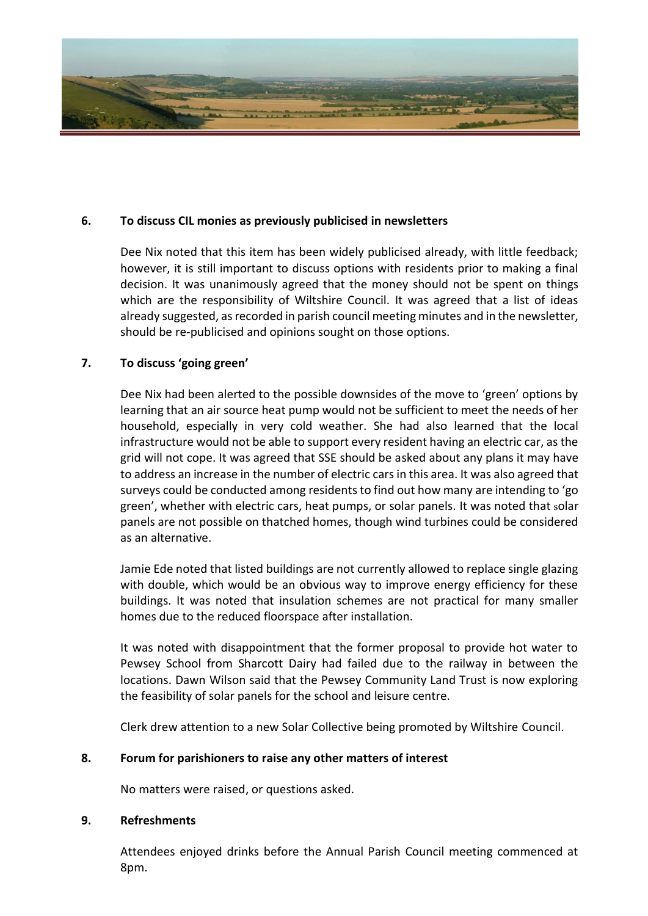**6. To discuss CIL monies as previously publicised in newsletters**

Dee Nix noted that this item has been widely publicised already, with little feedback; however, it is still important to discuss options with residents prior to making a final decision. It was unanimously agreed that the money should not be spent on things which are the responsibility of Wiltshire Council. It was agreed that a list of ideas already suggested, as recorded in parish council meeting minutes and in the newsletter, should be re-publicised and opinions sought on those options.

**7. To discuss 'going green'**

Dee Nix had been alerted to the possible downsides of the move to 'green' options by learning that an air source heat pump would not be sufficient to meet the needs of her household, especially in very cold weather. She had also learned that the local infrastructure would not be able to support every resident having an electric car, as the grid will not cope. It was agreed that SSE should be asked about any plans it may have to address an increase in the number of electric cars in this area. It was also agreed that surveys could be conducted among residents to find out how many are intending to 'go green', whether with electric cars, heat pumps, or solar panels. It was noted that solar panels are not possible on thatched homes, though wind turbines could be considered as an alternative.

Jamie Ede noted that listed buildings are not currently allowed to replace single glazing with double, which would be an obvious way to improve energy efficiency for these buildings. It was noted that insulation schemes are not practical for many smaller homes due to the reduced floorspace after installation.

It was noted with disappointment that the former proposal to provide hot water to Pewsey School from Sharcott Dairy had failed due to the railway in between the locations. Dawn Wilson said that the Pewsey Community Land Trust is now exploring the feasibility of solar panels for the school and leisure centre.

Clerk drew attention to a new Solar Collective being promoted by Wiltshire Council.

**8. Forum for parishioners to raise any other matters of interest**

No matters were raised, or questions asked.

**9. Refreshments**

Attendees enjoyed drinks before the Annual Parish Council meeting commenced at 8pm.